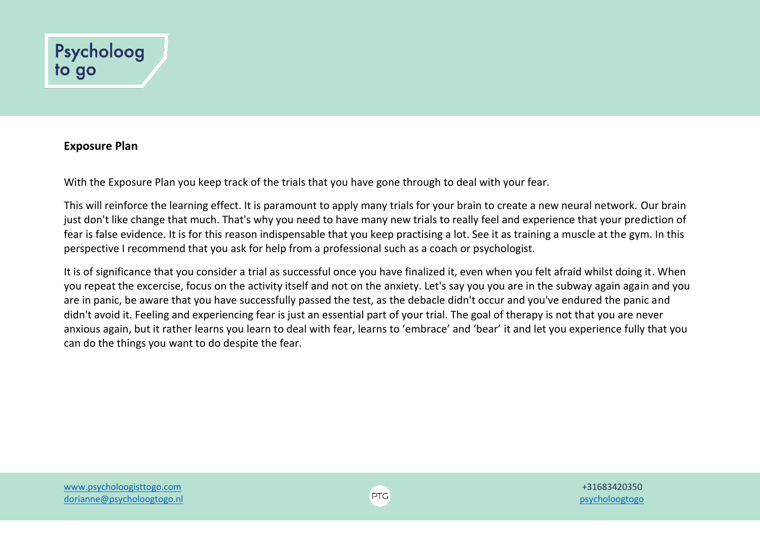**Exposure Plan**

With the Exposure Plan you keep track of the trials that you have gone through to deal with your fear.

This will reinforce the learning effect. It is paramount to apply many trials for your brain to create a new neural network. Our brain just don't like change that much. That's why you need to have many new trials to really feel and experience that your prediction of fear is false evidence. It is for this reason indispensable that you keep practising a lot. See it as training a muscle at the gym. In this perspective I recommend that you ask for help from a professional such as a coach or psychologist.

It is of significance that you consider a trial as successful once you have finalized it, even when you felt afraid whilst doing it. When you repeat the excercise, focus on the activity itself and not on the anxiety. Let's say you you are in the subway again again and you are in panic, be aware that you have successfully passed the test, as the debacle didn't occur and you've endured the panic and didn't avoid it. Feeling and experiencing fear is just an essential part of your trial. The goal of therapy is not that you are never anxious again, but it rather learns you learn to deal with fear, learns to 'embrace' and 'bear' it and let you experience fully that you can do the things you want to do despite the fear.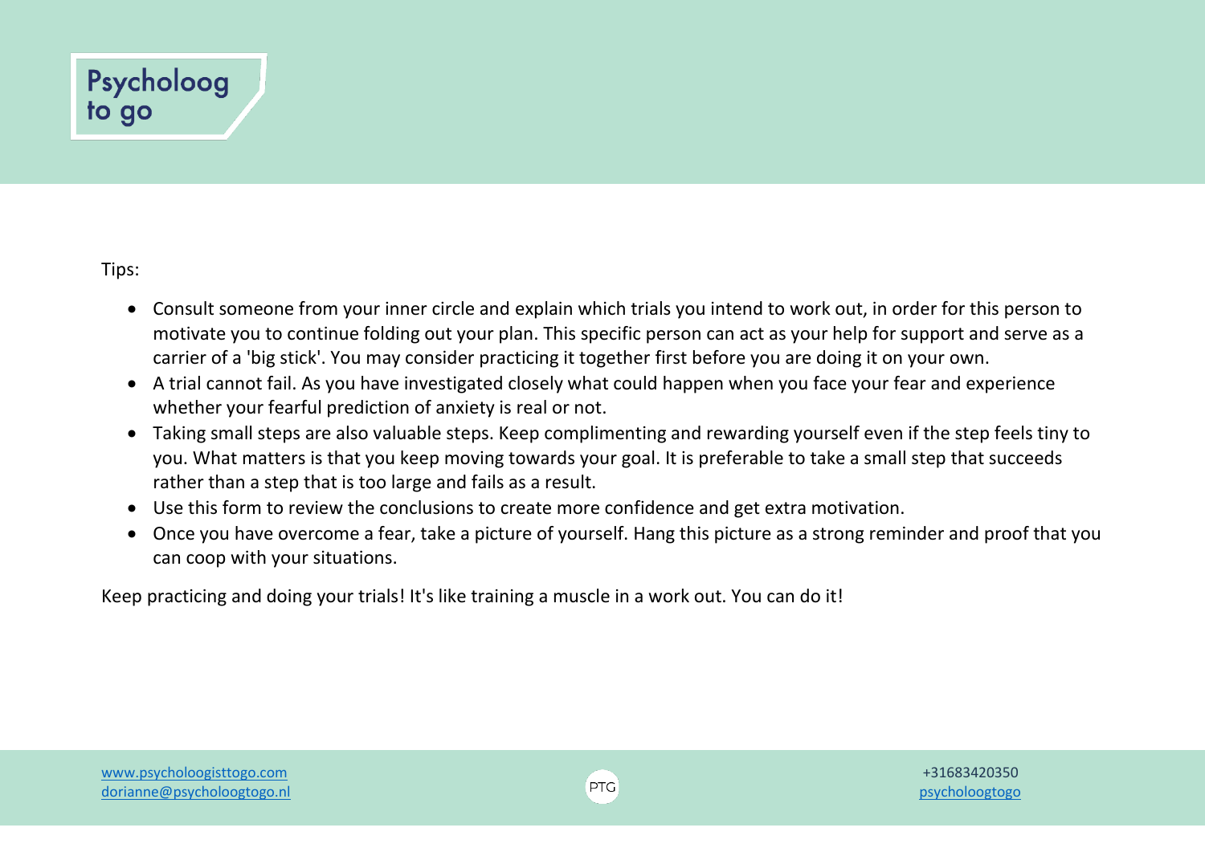Tips:

- Consult someone from your inner circle and explain which trials you intend to work out, in order for this person to motivate you to continue folding out your plan. This specific person can act as your help for support and serve as a carrier of a 'big stick'. You may consider practicing it together first before you are doing it on your own.
- A trial cannot fail. As you have investigated closely what could happen when you face your fear and experience whether your fearful prediction of anxiety is real or not.
- Taking small steps are also valuable steps. Keep complimenting and rewarding yourself even if the step feels tiny to you. What matters is that you keep moving towards your goal. It is preferable to take a small step that succeeds rather than a step that is too large and fails as a result.
- Use this form to review the conclusions to create more confidence and get extra motivation.
- Once you have overcome a fear, take a picture of yourself. Hang this picture as a strong reminder and proof that you can coop with your situations.

Keep practicing and doing your trials! It's like training a muscle in a work out. You can do it!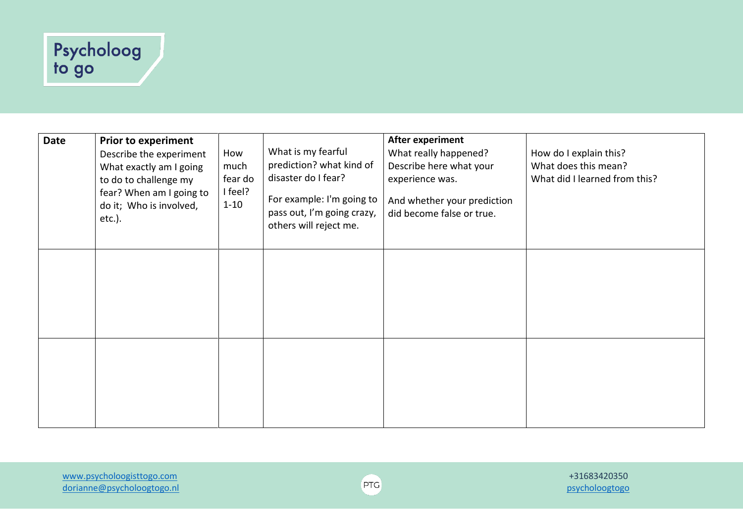| **Date** | **Prior to experiment** Describe the experiment What exactly am I going to do to challenge my fear? When am I going to do it; Who is involved, etc.). | How much fear do I feel? 1-10 | What is my fearful prediction? what kind of disaster do I fear? For example: I'm going to pass out, I'm going crazy, others will reject me. | **After experiment** What really happened? Describe here what your experience was. And whether your prediction did become false or true. | How do I explain this? What does this mean? What did I learned from this? |
|---|---|---|---|---|---|
| | | | | | |
| | | | | | |